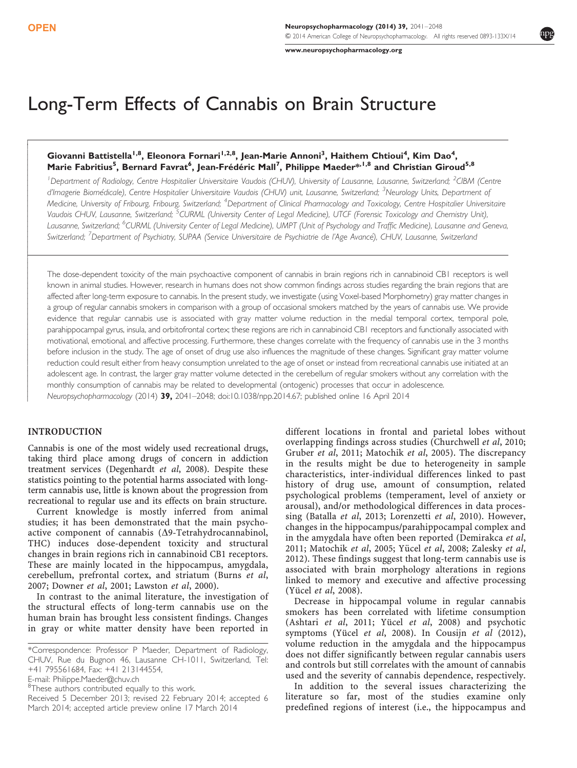OPEN

# Long-Term Effects of Cannabis on Brain Structure

**Giovanni Battistella[1,8], Eleonora Fornari[1,2,8], Jean-Marie Annoni[3], Haithem Chtioui[4], Kim Dao[4], Marie Fabritius[5], Bernard Favrat[6], Jean-Frédéric Mall[7], Philippe Maeder*[,1,8] and Christian Giroud[5,8]**

[1]Department of Radiology, Centre Hospitalier Universitaire Vaudois (CHUV), University of Lausanne, Lausanne, Switzerland; [2]CIBM (Centre d'Imagerie Biomédicale), Centre Hospitalier Universitaire Vaudois (CHUV) unit, Lausanne, Switzerland; [3]Neurology Units, Department of Medicine, University of Fribourg, Fribourg, Switzerland; [4]Department of Clinical Pharmacology and Toxicology, Centre Hospitalier Universitaire Vaudois CHUV, Lausanne, Switzerland; [5]CURML (University Center of Legal Medicine), UTCF (Forensic Toxicology and Chemistry Unit), Lausanne, Switzerland; [6]CURML (University Center of Legal Medicine), UMPT (Unit of Psychology and Traffic Medicine), Lausanne and Geneva, Switzerland; [7]Department of Psychiatry, SUPAA (Service Universitaire de Psychiatrie de l'Age Avancé), CHUV, Lausanne, Switzerland

The dose-dependent toxicity of the main psychoactive component of cannabis in brain regions rich in cannabinoid CB1 receptors is well known in animal studies. However, research in humans does not show common findings across studies regarding the brain regions that are affected after long-term exposure to cannabis. In the present study, we investigate (using Voxel-based Morphometry) gray matter changes in a group of regular cannabis smokers in comparison with a group of occasional smokers matched by the years of cannabis use. We provide evidence that regular cannabis use is associated with gray matter volume reduction in the medial temporal cortex, temporal pole, parahippocampal gyrus, insula, and orbitofrontal cortex; these regions are rich in cannabinoid CB1 receptors and functionally associated with motivational, emotional, and affective processing. Furthermore, these changes correlate with the frequency of cannabis use in the 3 months before inclusion in the study. The age of onset of drug use also influences the magnitude of these changes. Significant gray matter volume reduction could result either from heavy consumption unrelated to the age of onset or instead from recreational cannabis use initiated at an adolescent age. In contrast, the larger gray matter volume detected in the cerebellum of regular smokers without any correlation with the monthly consumption of cannabis may be related to developmental (ontogenic) processes that occur in adolescence.

*Neuropsychopharmacology* (2014) **39,** 2041–2048; doi:10.1038/npp.2014.67; published online 16 April 2014

## INTRODUCTION

Cannabis is one of the most widely used recreational drugs, taking third place among drugs of concern in addiction treatment services (Degenhardt *et al*, 2008). Despite these statistics pointing to the potential harms associated with long-term cannabis use, little is known about the progression from recreational to regular use and its effects on brain structure.

Current knowledge is mostly inferred from animal studies; it has been demonstrated that the main psychoactive component of cannabis ($\Delta$9-Tetrahydrocannabinol, THC) induces dose-dependent toxicity and structural changes in brain regions rich in cannabinoid CB1 receptors. These are mainly located in the hippocampus, amygdala, cerebellum, prefrontal cortex, and striatum (Burns *et al*, 2007; Downer *et al*, 2001; Lawston *et al*, 2000).

In contrast to the animal literature, the investigation of the structural effects of long-term cannabis use on the human brain has brought less consistent findings. Changes in gray or white matter density have been reported in different locations in frontal and parietal lobes without overlapping findings across studies (Churchwell *et al*, 2010; Gruber *et al*, 2011; Matochik *et al*, 2005). The discrepancy in the results might be due to heterogeneity in sample characteristics, inter-individual differences linked to past history of drug use, amount of consumption, related psychological problems (temperament, level of anxiety or arousal), and/or methodological differences in data processing (Batalla *et al*, 2013; Lorenzetti *et al*, 2010). However, changes in the hippocampus/parahippocampal complex and in the amygdala have often been reported (Demirakca *et al*, 2011; Matochik *et al*, 2005; Yücel *et al*, 2008; Zalesky *et al*, 2012). These findings suggest that long-term cannabis use is associated with brain morphology alterations in regions linked to memory and executive and affective processing (Yücel *et al*, 2008).

Decrease in hippocampal volume in regular cannabis smokers has been correlated with lifetime consumption (Ashtari *et al*, 2011; Yücel *et al*, 2008) and psychotic symptoms (Yücel *et al*, 2008). In Cousijn *et al* (2012), volume reduction in the amygdala and the hippocampus does not differ significantly between regular cannabis users and controls but still correlates with the amount of cannabis used and the severity of cannabis dependence, respectively.

In addition to the several issues characterizing the literature so far, most of the studies examine only predefined regions of interest (i.e., the hippocampus and

*Correspondence: Professor P Maeder, Department of Radiology, CHUV, Rue du Bugnon 46, Lausanne CH-1011, Switzerland, Tel: +41 795561684, Fax: +41 213144554,
E-mail: Philippe.Maeder@chuv.ch
[8]These authors contributed equally to this work.
Received 5 December 2013; revised 22 February 2014; accepted 6 March 2014; accepted article preview online 17 March 2014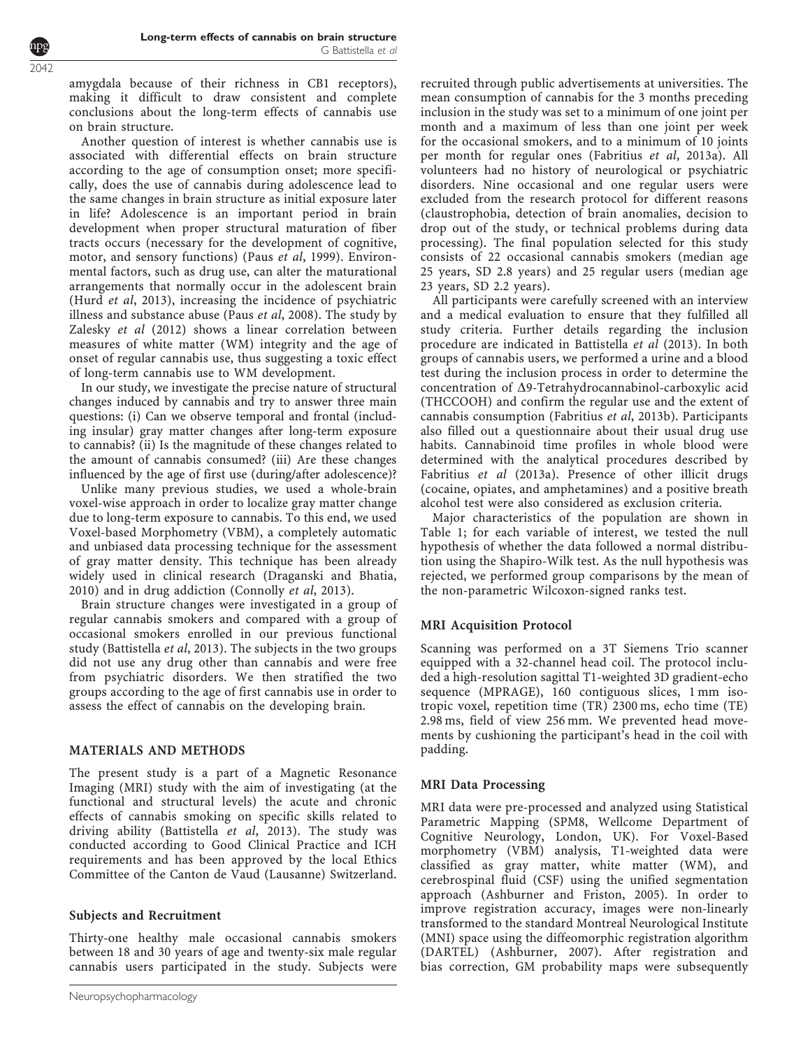amygdala because of their richness in CB1 receptors), making it difficult to draw consistent and complete conclusions about the long-term effects of cannabis use on brain structure.

Another question of interest is whether cannabis use is associated with differential effects on brain structure according to the age of consumption onset; more specifically, does the use of cannabis during adolescence lead to the same changes in brain structure as initial exposure later in life? Adolescence is an important period in brain development when proper structural maturation of fiber tracts occurs (necessary for the development of cognitive, motor, and sensory functions) (Paus *et al*, 1999). Environmental factors, such as drug use, can alter the maturational arrangements that normally occur in the adolescent brain (Hurd *et al*, 2013), increasing the incidence of psychiatric illness and substance abuse (Paus *et al*, 2008). The study by Zalesky *et al* (2012) shows a linear correlation between measures of white matter (WM) integrity and the age of onset of regular cannabis use, thus suggesting a toxic effect of long-term cannabis use to WM development.

In our study, we investigate the precise nature of structural changes induced by cannabis and try to answer three main questions: (i) Can we observe temporal and frontal (including insular) gray matter changes after long-term exposure to cannabis? (ii) Is the magnitude of these changes related to the amount of cannabis consumed? (iii) Are these changes influenced by the age of first use (during/after adolescence)?

Unlike many previous studies, we used a whole-brain voxel-wise approach in order to localize gray matter change due to long-term exposure to cannabis. To this end, we used Voxel-based Morphometry (VBM), a completely automatic and unbiased data processing technique for the assessment of gray matter density. This technique has been already widely used in clinical research (Draganski and Bhatia, 2010) and in drug addiction (Connolly *et al*, 2013).

Brain structure changes were investigated in a group of regular cannabis smokers and compared with a group of occasional smokers enrolled in our previous functional study (Battistella *et al*, 2013). The subjects in the two groups did not use any drug other than cannabis and were free from psychiatric disorders. We then stratified the two groups according to the age of first cannabis use in order to assess the effect of cannabis on the developing brain.

## MATERIALS AND METHODS

The present study is a part of a Magnetic Resonance Imaging (MRI) study with the aim of investigating (at the functional and structural levels) the acute and chronic effects of cannabis smoking on specific skills related to driving ability (Battistella *et al*, 2013). The study was conducted according to Good Clinical Practice and ICH requirements and has been approved by the local Ethics Committee of the Canton de Vaud (Lausanne) Switzerland.

### Subjects and Recruitment

Thirty-one healthy male occasional cannabis smokers between 18 and 30 years of age and twenty-six male regular cannabis users participated in the study. Subjects were recruited through public advertisements at universities. The mean consumption of cannabis for the 3 months preceding inclusion in the study was set to a minimum of one joint per month and a maximum of less than one joint per week for the occasional smokers, and to a minimum of 10 joints per month for regular ones (Fabritius *et al*, 2013a). All volunteers had no history of neurological or psychiatric disorders. Nine occasional and one regular users were excluded from the research protocol for different reasons (claustrophobia, detection of brain anomalies, decision to drop out of the study, or technical problems during data processing). The final population selected for this study consists of 22 occasional cannabis smokers (median age 25 years, SD 2.8 years) and 25 regular users (median age 23 years, SD 2.2 years).

All participants were carefully screened with an interview and a medical evaluation to ensure that they fulfilled all study criteria. Further details regarding the inclusion procedure are indicated in Battistella *et al* (2013). In both groups of cannabis users, we performed a urine and a blood test during the inclusion process in order to determine the concentration of Δ9-Tetrahydrocannabinol-carboxylic acid (THCCOOH) and confirm the regular use and the extent of cannabis consumption (Fabritius *et al*, 2013b). Participants also filled out a questionnaire about their usual drug use habits. Cannabinoid time profiles in whole blood were determined with the analytical procedures described by Fabritius *et al* (2013a). Presence of other illicit drugs (cocaine, opiates, and amphetamines) and a positive breath alcohol test were also considered as exclusion criteria.

Major characteristics of the population are shown in Table 1; for each variable of interest, we tested the null hypothesis of whether the data followed a normal distribution using the Shapiro-Wilk test. As the null hypothesis was rejected, we performed group comparisons by the mean of the non-parametric Wilcoxon-signed ranks test.

### MRI Acquisition Protocol

Scanning was performed on a 3T Siemens Trio scanner equipped with a 32-channel head coil. The protocol included a high-resolution sagittal T1-weighted 3D gradient-echo sequence (MPRAGE), 160 contiguous slices, 1 mm isotropic voxel, repetition time (TR) 2300 ms, echo time (TE) 2.98 ms, field of view 256 mm. We prevented head movements by cushioning the participant's head in the coil with padding.

### MRI Data Processing

MRI data were pre-processed and analyzed using Statistical Parametric Mapping (SPM8, Wellcome Department of Cognitive Neurology, London, UK). For Voxel-Based morphometry (VBM) analysis, T1-weighted data were classified as gray matter, white matter (WM), and cerebrospinal fluid (CSF) using the unified segmentation approach (Ashburner and Friston, 2005). In order to improve registration accuracy, images were non-linearly transformed to the standard Montreal Neurological Institute (MNI) space using the diffeomorphic registration algorithm (DARTEL) (Ashburner, 2007). After registration and bias correction, GM probability maps were subsequently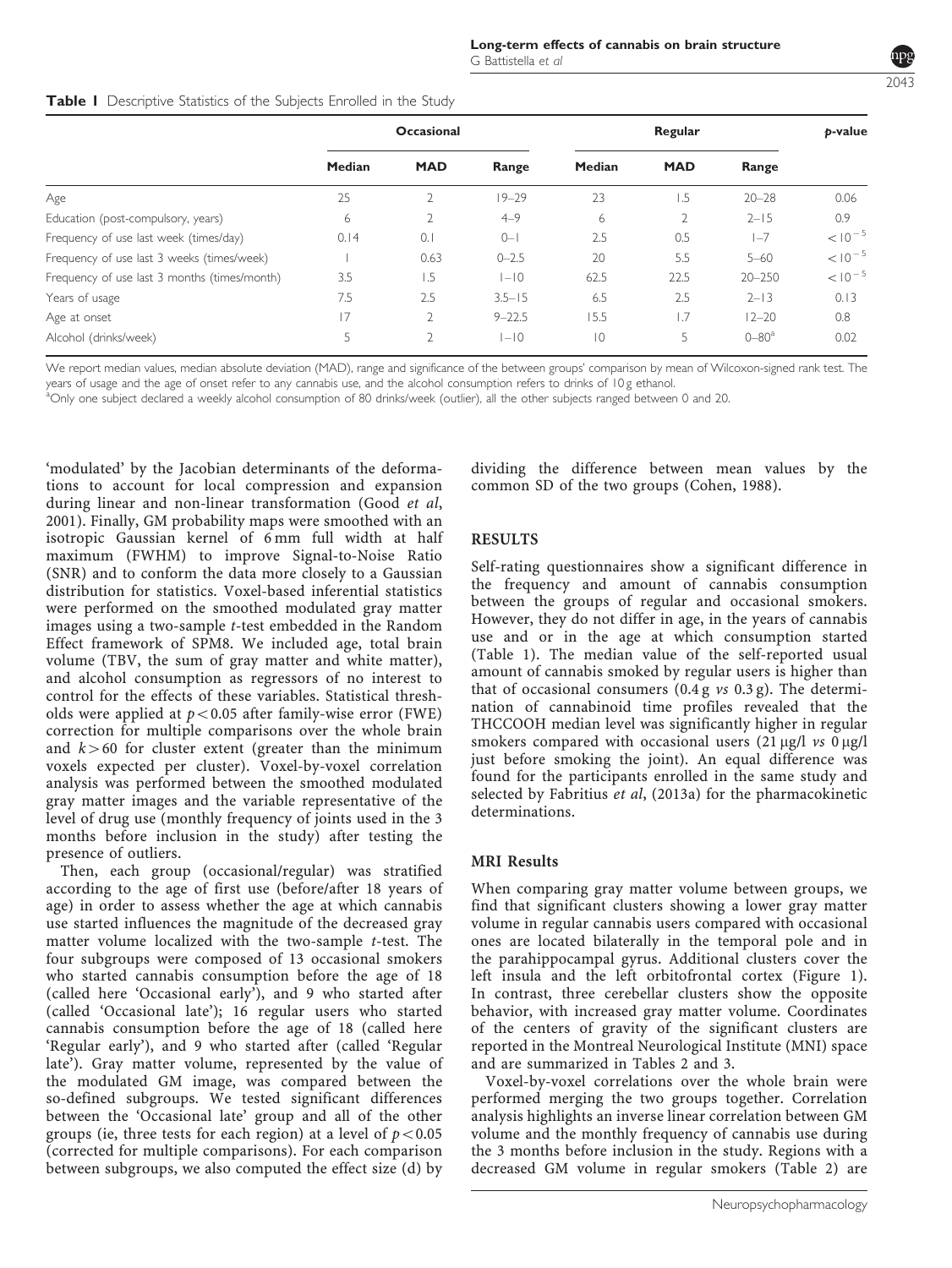**Table 1** Descriptive Statistics of the Subjects Enrolled in the Study

| | Occasional | | | Regular | | | p-value |
|---|---|---|---|---|---|---|---|
| | Median | MAD | Range | Median | MAD | Range | |
| Age | 25 | 2 | 19–29 | 23 | 1.5 | 20–28 | 0.06 |
| Education (post-compulsory, years) | 6 | 2 | 4–9 | 6 | 2 | 2–15 | 0.9 |
| Frequency of use last week (times/day) | 0.14 | 0.1 | 0–1 | 2.5 | 0.5 | 1–7 | $<10^{-5}$ |
| Frequency of use last 3 weeks (times/week) | 1 | 0.63 | 0–2.5 | 20 | 5.5 | 5–60 | $<10^{-5}$ |
| Frequency of use last 3 months (times/month) | 3.5 | 1.5 | 1–10 | 62.5 | 22.5 | 20–250 | $<10^{-5}$ |
| Years of usage | 7.5 | 2.5 | 3.5–15 | 6.5 | 2.5 | 2–13 | 0.13 |
| Age at onset | 17 | 2 | 9–22.5 | 15.5 | 1.7 | 12–20 | 0.8 |
| Alcohol (drinks/week) | 5 | 2 | 1–10 | 10 | 5 | 0–80[a] | 0.02 |

We report median values, median absolute deviation (MAD), range and significance of the between groups' comparison by mean of Wilcoxon-signed rank test. The years of usage and the age of onset refer to any cannabis use, and the alcohol consumption refers to drinks of 10 g ethanol.

[a]Only one subject declared a weekly alcohol consumption of 80 drinks/week (outlier), all the other subjects ranged between 0 and 20.

'modulated' by the Jacobian determinants of the deformations to account for local compression and expansion during linear and non-linear transformation (Good *et al*, 2001). Finally, GM probability maps were smoothed with an isotropic Gaussian kernel of 6 mm full width at half maximum (FWHM) to improve Signal-to-Noise Ratio (SNR) and to conform the data more closely to a Gaussian distribution for statistics. Voxel-based inferential statistics were performed on the smoothed modulated gray matter images using a two-sample *t*-test embedded in the Random Effect framework of SPM8. We included age, total brain volume (TBV, the sum of gray matter and white matter), and alcohol consumption as regressors of no interest to control for the effects of these variables. Statistical thresholds were applied at $p<0.05$ after family-wise error (FWE) correction for multiple comparisons over the whole brain and $k>60$ for cluster extent (greater than the minimum voxels expected per cluster). Voxel-by-voxel correlation analysis was performed between the smoothed modulated gray matter images and the variable representative of the level of drug use (monthly frequency of joints used in the 3 months before inclusion in the study) after testing the presence of outliers.

Then, each group (occasional/regular) was stratified according to the age of first use (before/after 18 years of age) in order to assess whether the age at which cannabis use started influences the magnitude of the decreased gray matter volume localized with the two-sample *t*-test. The four subgroups were composed of 13 occasional smokers who started cannabis consumption before the age of 18 (called here 'Occasional early'), and 9 who started after (called 'Occasional late'); 16 regular users who started cannabis consumption before the age of 18 (called here 'Regular early'), and 9 who started after (called 'Regular late'). Gray matter volume, represented by the value of the modulated GM image, was compared between the so-defined subgroups. We tested significant differences between the 'Occasional late' group and all of the other groups (ie, three tests for each region) at a level of $p<0.05$ (corrected for multiple comparisons). For each comparison between subgroups, we also computed the effect size (d) by dividing the difference between mean values by the common SD of the two groups (Cohen, 1988).

## RESULTS

Self-rating questionnaires show a significant difference in the frequency and amount of cannabis consumption between the groups of regular and occasional smokers. However, they do not differ in age, in the years of cannabis use and or in the age at which consumption started (Table 1). The median value of the self-reported usual amount of cannabis smoked by regular users is higher than that of occasional consumers (0.4 g *vs* 0.3 g). The determination of cannabinoid time profiles revealed that the THCCOOH median level was significantly higher in regular smokers compared with occasional users (21 μg/l *vs* 0 μg/l just before smoking the joint). An equal difference was found for the participants enrolled in the same study and selected by Fabritius *et al*, (2013a) for the pharmacokinetic determinations.

### MRI Results

When comparing gray matter volume between groups, we find that significant clusters showing a lower gray matter volume in regular cannabis users compared with occasional ones are located bilaterally in the temporal pole and in the parahippocampal gyrus. Additional clusters cover the left insula and the left orbitofrontal cortex (Figure 1). In contrast, three cerebellar clusters show the opposite behavior, with increased gray matter volume. Coordinates of the centers of gravity of the significant clusters are reported in the Montreal Neurological Institute (MNI) space and are summarized in Tables 2 and 3.

Voxel-by-voxel correlations over the whole brain were performed merging the two groups together. Correlation analysis highlights an inverse linear correlation between GM volume and the monthly frequency of cannabis use during the 3 months before inclusion in the study. Regions with a decreased GM volume in regular smokers (Table 2) are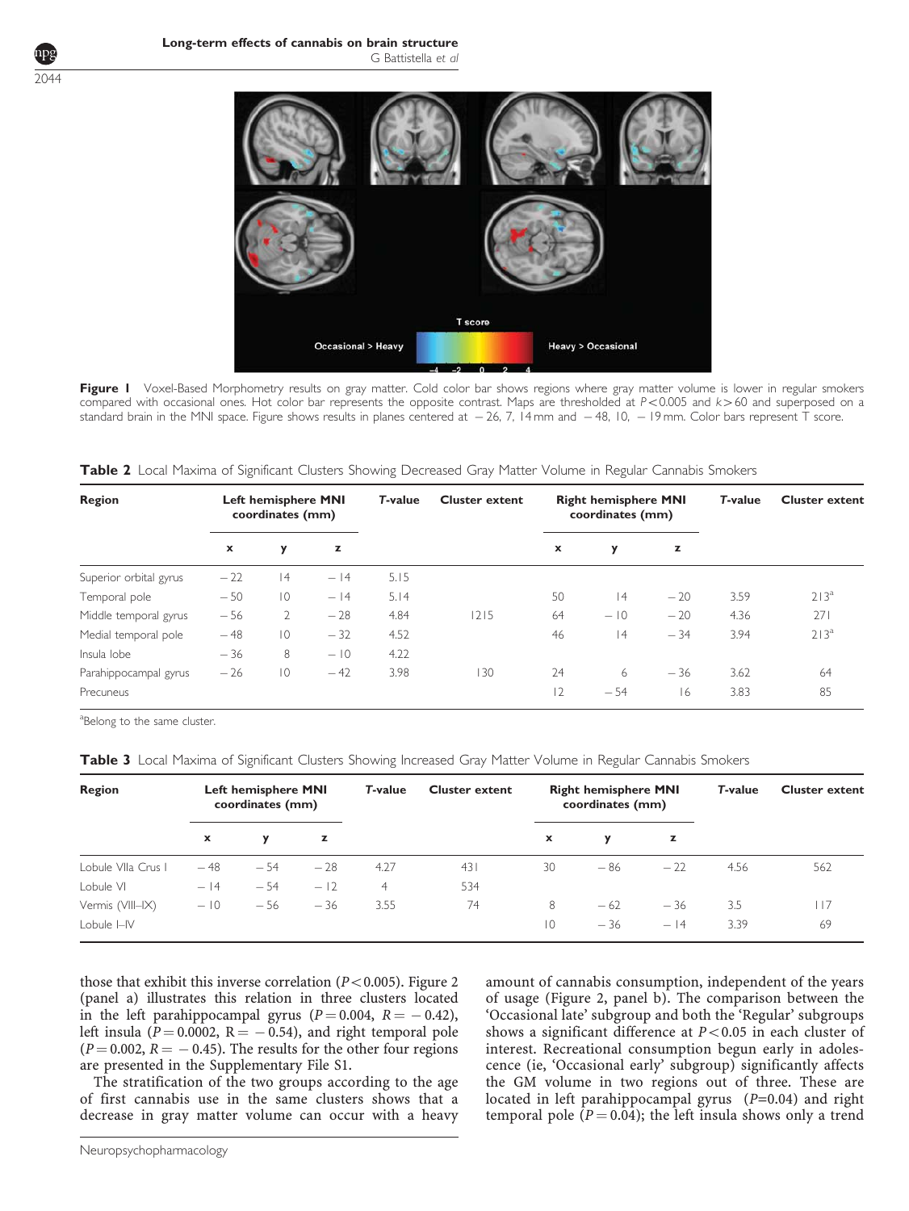Figure 1 Voxel-Based Morphometry results on gray matter. Cold color bar shows regions where gray matter volume is lower in regular smokers compared with occasional ones. Hot color bar represents the opposite contrast. Maps are thresholded at $P<0.005$ and $k>60$ and superposed on a standard brain in the MNI space. Figure shows results in planes centered at −26, 7, 14 mm and −48, 10, −19 mm. Color bars represent T score.

**Table 2** Local Maxima of Significant Clusters Showing Decreased Gray Matter Volume in Regular Cannabis Smokers

| Region | Left hemisphere MNI coordinates (mm) | | | *T*-value | Cluster extent | Right hemisphere MNI coordinates (mm) | | | *T*-value | Cluster extent |
|---|---|---|---|---|---|---|---|---|---|---|
| | x | y | z | | | x | y | z | | |
| Superior orbital gyrus | −22 | 14 | −14 | 5.15 | | | | | | |
| Temporal pole | −50 | 10 | −14 | 5.14 | | 50 | 14 | −20 | 3.59 | 213[a] |
| Middle temporal gyrus | −56 | 2 | −28 | 4.84 | 1215 | 64 | −10 | −20 | 4.36 | 271 |
| Medial temporal pole | −48 | 10 | −32 | 4.52 | | 46 | 14 | −34 | 3.94 | 213[a] |
| Insula lobe | −36 | 8 | −10 | 4.22 | | | | | | |
| Parahippocampal gyrus | −26 | 10 | −42 | 3.98 | 130 | 24 | 6 | −36 | 3.62 | 64 |
| Precuneus | | | | | | 12 | −54 | 16 | 3.83 | 85 |

[a]Belong to the same cluster.

**Table 3** Local Maxima of Significant Clusters Showing Increased Gray Matter Volume in Regular Cannabis Smokers

| Region | Left hemisphere MNI coordinates (mm) | | | *T*-value | Cluster extent | Right hemisphere MNI coordinates (mm) | | | *T*-value | Cluster extent |
|---|---|---|---|---|---|---|---|---|---|---|
| | x | y | z | | | x | y | z | | |
| Lobule VIIa Crus I | −48 | −54 | −28 | 4.27 | 431 | 30 | −86 | −22 | 4.56 | 562 |
| Lobule VI | −14 | −54 | −12 | 4 | 534 | | | | | |
| Vermis (VIII–IX) | −10 | −56 | −36 | 3.55 | 74 | 8 | −62 | −36 | 3.5 | 117 |
| Lobule I–IV | | | | | | 10 | −36 | −14 | 3.39 | 69 |

those that exhibit this inverse correlation ($P<0.005$). Figure 2 (panel a) illustrates this relation in three clusters located in the left parahippocampal gyrus ($P=0.004$, $R=-0.42$), left insula ($P=0.0002$, $R=-0.54$), and right temporal pole ($P=0.002$, $R=-0.45$). The results for the other four regions are presented in the Supplementary File S1.

The stratification of the two groups according to the age of first cannabis use in the same clusters shows that a decrease in gray matter volume can occur with a heavy amount of cannabis consumption, independent of the years of usage (Figure 2, panel b). The comparison between the 'Occasional late' subgroup and both the 'Regular' subgroups shows a significant difference at $P<0.05$ in each cluster of interest. Recreational consumption begun early in adolescence (ie, 'Occasional early' subgroup) significantly affects the GM volume in two regions out of three. These are located in left parahippocampal gyrus ($P=0.04$) and right temporal pole ($P=0.04$); the left insula shows only a trend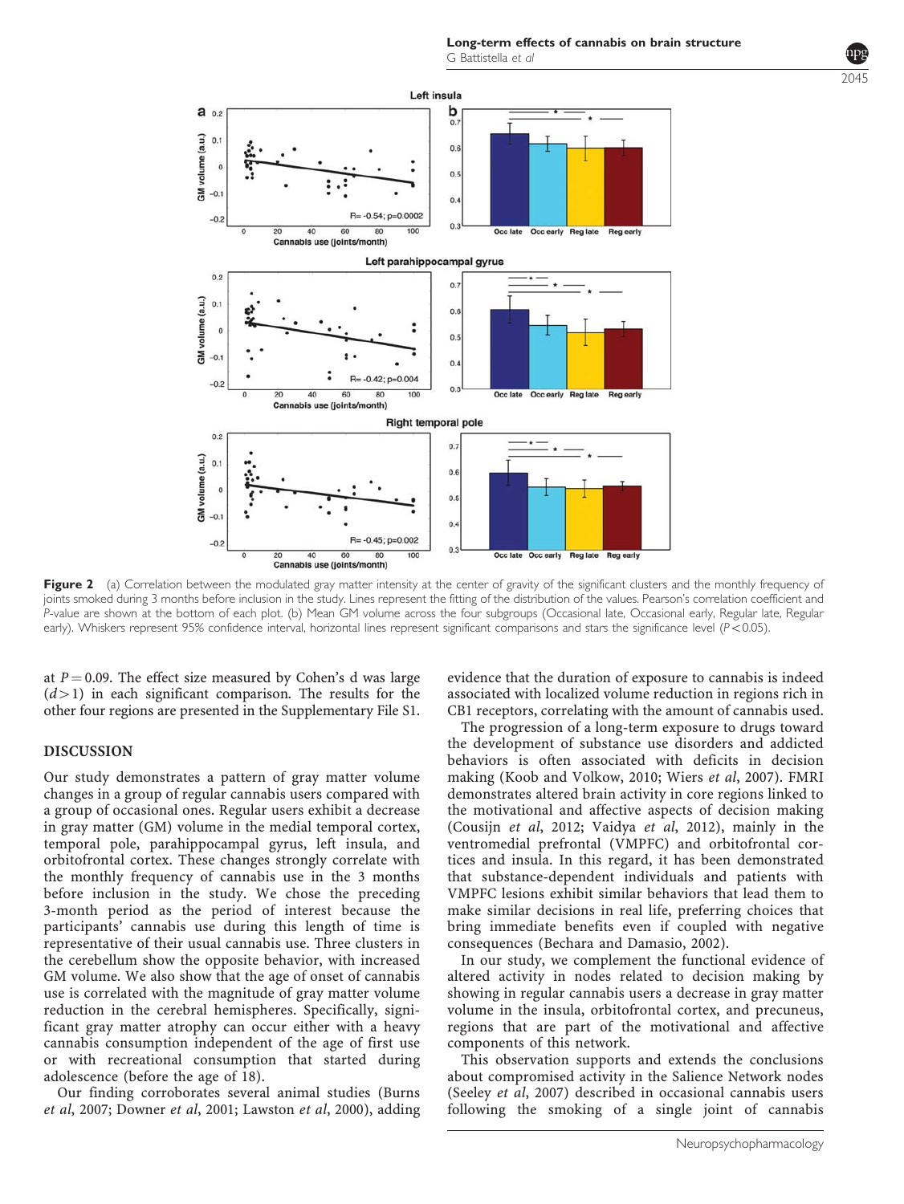Figure 2 (a) Correlation between the modulated gray matter intensity at the center of gravity of the significant clusters and the monthly frequency of joints smoked during 3 months before inclusion in the study. Lines represent the fitting of the distribution of the values. Pearson's correlation coefficient and P-value are shown at the bottom of each plot. (b) Mean GM volume across the four subgroups (Occasional late, Occasional early, Regular late, Regular early). Whiskers represent 95% confidence interval, horizontal lines represent significant comparisons and stars the significance level ($P < 0.05$).

at $P = 0.09$. The effect size measured by Cohen's d was large ($d > 1$) in each significant comparison. The results for the other four regions are presented in the Supplementary File S1.

## DISCUSSION

Our study demonstrates a pattern of gray matter volume changes in a group of regular cannabis users compared with a group of occasional ones. Regular users exhibit a decrease in gray matter (GM) volume in the medial temporal cortex, temporal pole, parahippocampal gyrus, left insula, and orbitofrontal cortex. These changes strongly correlate with the monthly frequency of cannabis use in the 3 months before inclusion in the study. We chose the preceding 3-month period as the period of interest because the participants' cannabis use during this length of time is representative of their usual cannabis use. Three clusters in the cerebellum show the opposite behavior, with increased GM volume. We also show that the age of onset of cannabis use is correlated with the magnitude of gray matter volume reduction in the cerebral hemispheres. Specifically, significant gray matter atrophy can occur either with a heavy cannabis consumption independent of the age of first use or with recreational consumption that started during adolescence (before the age of 18).

Our finding corroborates several animal studies (Burns *et al*, 2007; Downer *et al*, 2001; Lawston *et al*, 2000), adding evidence that the duration of exposure to cannabis is indeed associated with localized volume reduction in regions rich in CB1 receptors, correlating with the amount of cannabis used.

The progression of a long-term exposure to drugs toward the development of substance use disorders and addicted behaviors is often associated with deficits in decision making (Koob and Volkow, 2010; Wiers *et al*, 2007). FMRI demonstrates altered brain activity in core regions linked to the motivational and affective aspects of decision making (Cousijn *et al*, 2012; Vaidya *et al*, 2012), mainly in the ventromedial prefrontal (VMPFC) and orbitofrontal cortices and insula. In this regard, it has been demonstrated that substance-dependent individuals and patients with VMPFC lesions exhibit similar behaviors that lead them to make similar decisions in real life, preferring choices that bring immediate benefits even if coupled with negative consequences (Bechara and Damasio, 2002).

In our study, we complement the functional evidence of altered activity in nodes related to decision making by showing in regular cannabis users a decrease in gray matter volume in the insula, orbitofrontal cortex, and precuneus, regions that are part of the motivational and affective components of this network.

This observation supports and extends the conclusions about compromised activity in the Salience Network nodes (Seeley *et al*, 2007) described in occasional cannabis users following the smoking of a single joint of cannabis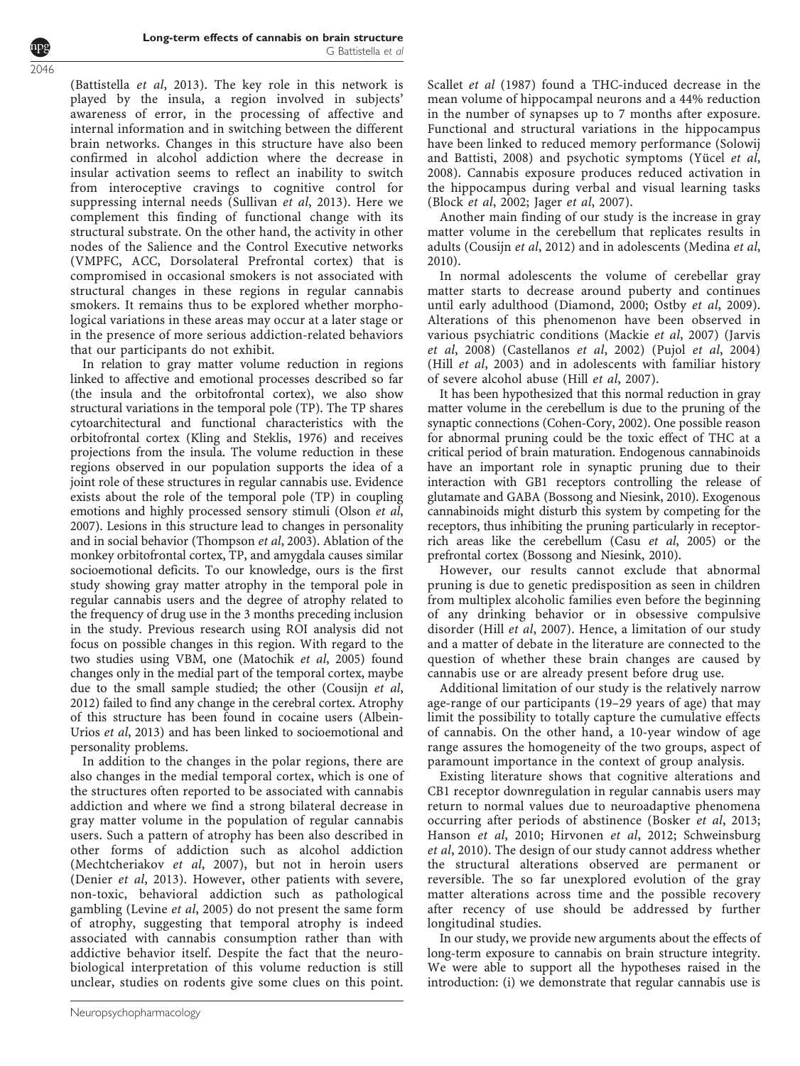(Battistella *et al*, 2013). The key role in this network is played by the insula, a region involved in subjects' awareness of error, in the processing of affective and internal information and in switching between the different brain networks. Changes in this structure have also been confirmed in alcohol addiction where the decrease in insular activation seems to reflect an inability to switch from interoceptive cravings to cognitive control for suppressing internal needs (Sullivan *et al*, 2013). Here we complement this finding of functional change with its structural substrate. On the other hand, the activity in other nodes of the Salience and the Control Executive networks (VMPFC, ACC, Dorsolateral Prefrontal cortex) that is compromised in occasional smokers is not associated with structural changes in these regions in regular cannabis smokers. It remains thus to be explored whether morphological variations in these areas may occur at a later stage or in the presence of more serious addiction-related behaviors that our participants do not exhibit.

In relation to gray matter volume reduction in regions linked to affective and emotional processes described so far (the insula and the orbitofrontal cortex), we also show structural variations in the temporal pole (TP). The TP shares cytoarchitectural and functional characteristics with the orbitofrontal cortex (Kling and Steklis, 1976) and receives projections from the insula. The volume reduction in these regions observed in our population supports the idea of a joint role of these structures in regular cannabis use. Evidence exists about the role of the temporal pole (TP) in coupling emotions and highly processed sensory stimuli (Olson *et al*, 2007). Lesions in this structure lead to changes in personality and in social behavior (Thompson *et al*, 2003). Ablation of the monkey orbitofrontal cortex, TP, and amygdala causes similar socioemotional deficits. To our knowledge, ours is the first study showing gray matter atrophy in the temporal pole in regular cannabis users and the degree of atrophy related to the frequency of drug use in the 3 months preceding inclusion in the study. Previous research using ROI analysis did not focus on possible changes in this region. With regard to the two studies using VBM, one (Matochik *et al*, 2005) found changes only in the medial part of the temporal cortex, maybe due to the small sample studied; the other (Cousijn *et al*, 2012) failed to find any change in the cerebral cortex. Atrophy of this structure has been found in cocaine users (Albein-Urios *et al*, 2013) and has been linked to socioemotional and personality problems.

In addition to the changes in the polar regions, there are also changes in the medial temporal cortex, which is one of the structures often reported to be associated with cannabis addiction and where we find a strong bilateral decrease in gray matter volume in the population of regular cannabis users. Such a pattern of atrophy has been also described in other forms of addiction such as alcohol addiction (Mechtcheriakov *et al*, 2007), but not in heroin users (Denier *et al*, 2013). However, other patients with severe, non-toxic, behavioral addiction such as pathological gambling (Levine *et al*, 2005) do not present the same form of atrophy, suggesting that temporal atrophy is indeed associated with cannabis consumption rather than with addictive behavior itself. Despite the fact that the neurobiological interpretation of this volume reduction is still unclear, studies on rodents give some clues on this point. Scallet *et al* (1987) found a THC-induced decrease in the mean volume of hippocampal neurons and a 44% reduction in the number of synapses up to 7 months after exposure. Functional and structural variations in the hippocampus have been linked to reduced memory performance (Solowij and Battisti, 2008) and psychotic symptoms (Yücel *et al*, 2008). Cannabis exposure produces reduced activation in the hippocampus during verbal and visual learning tasks (Block *et al*, 2002; Jager *et al*, 2007).

Another main finding of our study is the increase in gray matter volume in the cerebellum that replicates results in adults (Cousijn *et al*, 2012) and in adolescents (Medina *et al*, 2010).

In normal adolescents the volume of cerebellar gray matter starts to decrease around puberty and continues until early adulthood (Diamond, 2000; Ostby *et al*, 2009). Alterations of this phenomenon have been observed in various psychiatric conditions (Mackie *et al*, 2007) (Jarvis *et al*, 2008) (Castellanos *et al*, 2002) (Pujol *et al*, 2004) (Hill *et al*, 2003) and in adolescents with familiar history of severe alcohol abuse (Hill *et al*, 2007).

It has been hypothesized that this normal reduction in gray matter volume in the cerebellum is due to the pruning of the synaptic connections (Cohen-Cory, 2002). One possible reason for abnormal pruning could be the toxic effect of THC at a critical period of brain maturation. Endogenous cannabinoids have an important role in synaptic pruning due to their interaction with GB1 receptors controlling the release of glutamate and GABA (Bossong and Niesink, 2010). Exogenous cannabinoids might disturb this system by competing for the receptors, thus inhibiting the pruning particularly in receptor-rich areas like the cerebellum (Casu *et al*, 2005) or the prefrontal cortex (Bossong and Niesink, 2010).

However, our results cannot exclude that abnormal pruning is due to genetic predisposition as seen in children from multiplex alcoholic families even before the beginning of any drinking behavior or in obsessive compulsive disorder (Hill *et al*, 2007). Hence, a limitation of our study and a matter of debate in the literature are connected to the question of whether these brain changes are caused by cannabis use or are already present before drug use.

Additional limitation of our study is the relatively narrow age-range of our participants (19–29 years of age) that may limit the possibility to totally capture the cumulative effects of cannabis. On the other hand, a 10-year window of age range assures the homogeneity of the two groups, aspect of paramount importance in the context of group analysis.

Existing literature shows that cognitive alterations and CB1 receptor downregulation in regular cannabis users may return to normal values due to neuroadaptive phenomena occurring after periods of abstinence (Bosker *et al*, 2013; Hanson *et al*, 2010; Hirvonen *et al*, 2012; Schweinsburg *et al*, 2010). The design of our study cannot address whether the structural alterations observed are permanent or reversible. The so far unexplored evolution of the gray matter alterations across time and the possible recovery after recency of use should be addressed by further longitudinal studies.

In our study, we provide new arguments about the effects of long-term exposure to cannabis on brain structure integrity. We were able to support all the hypotheses raised in the introduction: (i) we demonstrate that regular cannabis use is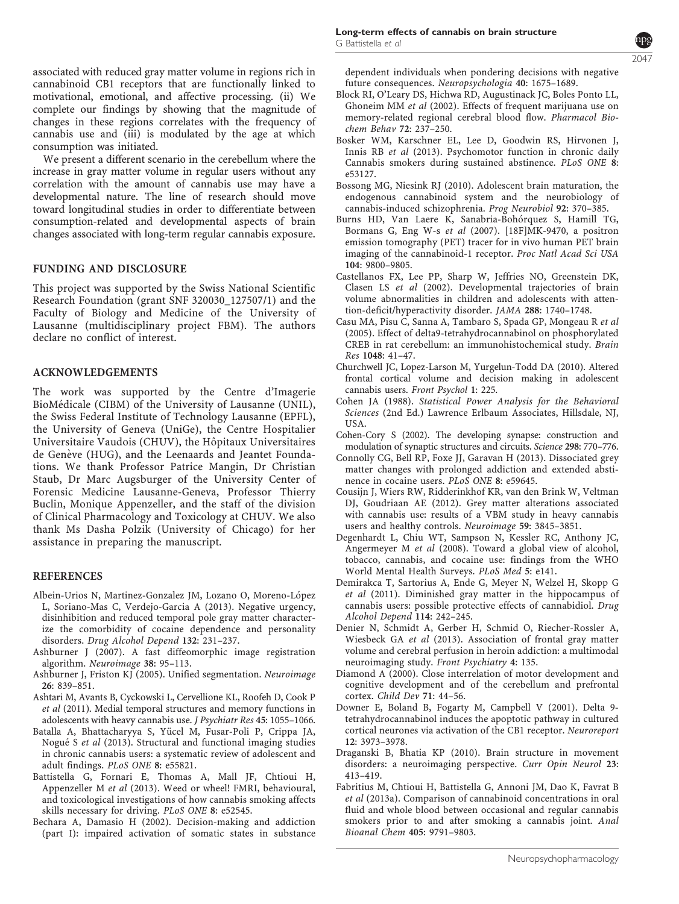associated with reduced gray matter volume in regions rich in cannabinoid CB1 receptors that are functionally linked to motivational, emotional, and affective processing. (ii) We complete our findings by showing that the magnitude of changes in these regions correlates with the frequency of cannabis use and (iii) is modulated by the age at which consumption was initiated.

We present a different scenario in the cerebellum where the increase in gray matter volume in regular users without any correlation with the amount of cannabis use may have a developmental nature. The line of research should move toward longitudinal studies in order to differentiate between consumption-related and developmental aspects of brain changes associated with long-term regular cannabis exposure.

## FUNDING AND DISCLOSURE

This project was supported by the Swiss National Scientific Research Foundation (grant SNF 320030_127507/1) and the Faculty of Biology and Medicine of the University of Lausanne (multidisciplinary project FBM). The authors declare no conflict of interest.

## ACKNOWLEDGEMENTS

The work was supported by the Centre d'Imagerie BioMédicale (CIBM) of the University of Lausanne (UNIL), the Swiss Federal Institute of Technology Lausanne (EPFL), the University of Geneva (UniGe), the Centre Hospitalier Universitaire Vaudois (CHUV), the Hôpitaux Universitaires de Genève (HUG), and the Leenaards and Jeantet Foundations. We thank Professor Patrice Mangin, Dr Christian Staub, Dr Marc Augsburger of the University Center of Forensic Medicine Lausanne-Geneva, Professor Thierry Buclin, Monique Appenzeller, and the staff of the division of Clinical Pharmacology and Toxicology at CHUV. We also thank Ms Dasha Polzik (University of Chicago) for her assistance in preparing the manuscript.

## REFERENCES

Albein-Urios N, Martinez-Gonzalez JM, Lozano O, Moreno-López L, Soriano-Mas C, Verdejo-Garcia A (2013). Negative urgency, disinhibition and reduced temporal pole gray matter characterize the comorbidity of cocaine dependence and personality disorders. *Drug Alcohol Depend* **132**: 231–237.

Ashburner J (2007). A fast diffeomorphic image registration algorithm. *Neuroimage* **38**: 95–113.

Ashburner J, Friston KJ (2005). Unified segmentation. *Neuroimage* **26**: 839–851.

Ashtari M, Avants B, Cyckowski L, Cervellione KL, Roofeh D, Cook P *et al* (2011). Medial temporal structures and memory functions in adolescents with heavy cannabis use. *J Psychiatr Res* **45**: 1055–1066.

Batalla A, Bhattacharyya S, Yücel M, Fusar-Poli P, Crippa JA, Nogué S *et al* (2013). Structural and functional imaging studies in chronic cannabis users: a systematic review of adolescent and adult findings. *PLoS ONE* **8**: e55821.

Battistella G, Fornari E, Thomas A, Mall JF, Chtioui H, Appenzeller M *et al* (2013). Weed or wheel! FMRI, behavioural, and toxicological investigations of how cannabis smoking affects skills necessary for driving. *PLoS ONE* **8**: e52545.

Bechara A, Damasio H (2002). Decision-making and addiction (part I): impaired activation of somatic states in substance dependent individuals when pondering decisions with negative future consequences. *Neuropsychologia* **40**: 1675–1689.

Block RI, O'Leary DS, Hichwa RD, Augustinack JC, Boles Ponto LL, Ghoneim MM *et al* (2002). Effects of frequent marijuana use on memory-related regional cerebral blood flow. *Pharmacol Biochem Behav* **72**: 237–250.

Bosker WM, Karschner EL, Lee D, Goodwin RS, Hirvonen J, Innis RB *et al* (2013). Psychomotor function in chronic daily Cannabis smokers during sustained abstinence. *PLoS ONE* **8**: e53127.

Bossong MG, Niesink RJ (2010). Adolescent brain maturation, the endogenous cannabinoid system and the neurobiology of cannabis-induced schizophrenia. *Prog Neurobiol* **92**: 370–385.

Burns HD, Van Laere K, Sanabria-Bohórquez S, Hamill TG, Bormans G, Eng W-s *et al* (2007). [18F]MK-9470, a positron emission tomography (PET) tracer for in vivo human PET brain imaging of the cannabinoid-1 receptor. *Proc Natl Acad Sci USA* **104**: 9800–9805.

Castellanos FX, Lee PP, Sharp W, Jeffries NO, Greenstein DK, Clasen LS *et al* (2002). Developmental trajectories of brain volume abnormalities in children and adolescents with attention-deficit/hyperactivity disorder. *JAMA* **288**: 1740–1748.

Casu MA, Pisu C, Sanna A, Tambaro S, Spada GP, Mongeau R *et al* (2005). Effect of delta9-tetrahydrocannabinol on phosphorylated CREB in rat cerebellum: an immunohistochemical study. *Brain Res* **1048**: 41–47.

Churchwell JC, Lopez-Larson M, Yurgelun-Todd DA (2010). Altered frontal cortical volume and decision making in adolescent cannabis users. *Front Psychol* **1**: 225.

Cohen JA (1988). *Statistical Power Analysis for the Behavioral Sciences* (2nd Ed.) Lawrence Erlbaum Associates, Hillsdale, NJ, USA.

Cohen-Cory S (2002). The developing synapse: construction and modulation of synaptic structures and circuits. *Science* **298**: 770–776.

Connolly CG, Bell RP, Foxe JJ, Garavan H (2013). Dissociated grey matter changes with prolonged addiction and extended abstinence in cocaine users. *PLoS ONE* **8**: e59645.

Cousijn J, Wiers RW, Ridderinkhof KR, van den Brink W, Veltman DJ, Goudriaan AE (2012). Grey matter alterations associated with cannabis use: results of a VBM study in heavy cannabis users and healthy controls. *Neuroimage* **59**: 3845–3851.

Degenhardt L, Chiu WT, Sampson N, Kessler RC, Anthony JC, Angermeyer M *et al* (2008). Toward a global view of alcohol, tobacco, cannabis, and cocaine use: findings from the WHO World Mental Health Surveys. *PLoS Med* **5**: e141.

Demirakca T, Sartorius A, Ende G, Meyer N, Welzel H, Skopp G *et al* (2011). Diminished gray matter in the hippocampus of cannabis users: possible protective effects of cannabidiol. *Drug Alcohol Depend* **114**: 242–245.

Denier N, Schmidt A, Gerber H, Schmid O, Riecher-Rossler A, Wiesbeck GA *et al* (2013). Association of frontal gray matter volume and cerebral perfusion in heroin addiction: a multimodal neuroimaging study. *Front Psychiatry* **4**: 135.

Diamond A (2000). Close interrelation of motor development and cognitive development and of the cerebellum and prefrontal cortex. *Child Dev* **71**: 44–56.

Downer E, Boland B, Fogarty M, Campbell V (2001). Delta 9-tetrahydrocannabinol induces the apoptotic pathway in cultured cortical neurones via activation of the CB1 receptor. *Neuroreport* **12**: 3973–3978.

Draganski B, Bhatia KP (2010). Brain structure in movement disorders: a neuroimaging perspective. *Curr Opin Neurol* **23**: 413–419.

Fabritius M, Chtioui H, Battistella G, Annoni JM, Dao K, Favrat B *et al* (2013a). Comparison of cannabinoid concentrations in oral fluid and whole blood between occasional and regular cannabis smokers prior to and after smoking a cannabis joint. *Anal Bioanal Chem* **405**: 9791–9803.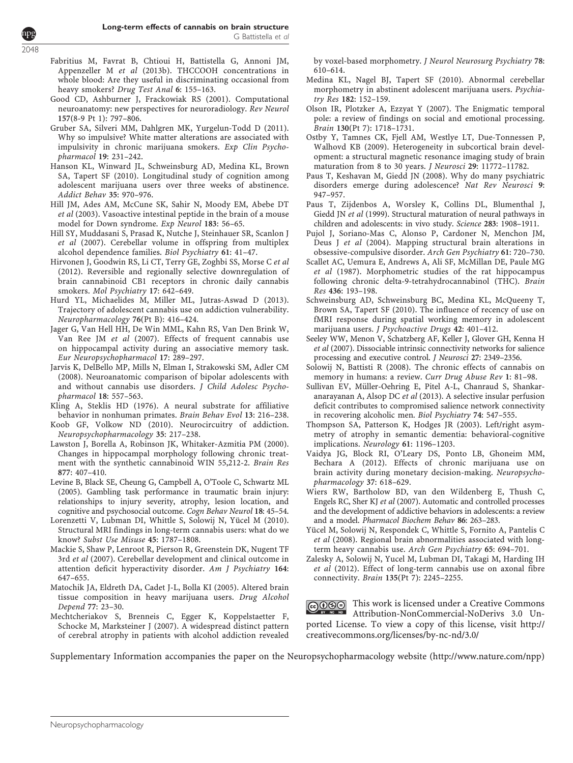Fabritius M, Favrat B, Chtioui H, Battistella G, Annoni JM, Appenzeller M *et al* (2013b). THCCOOH concentrations in whole blood: Are they useful in discriminating occasional from heavy smokers? *Drug Test Anal* **6**: 155–163.

Good CD, Ashburner J, Frackowiak RS (2001). Computational neuroanatomy: new perspectives for neuroradiology. *Rev Neurol* **157**(8-9 Pt 1): 797–806.

Gruber SA, Silveri MM, Dahlgren MK, Yurgelun-Todd D (2011). Why so impulsive? White matter alterations are associated with impulsivity in chronic marijuana smokers. *Exp Clin Psychopharmacol* **19**: 231–242.

Hanson KL, Winward JL, Schweinsburg AD, Medina KL, Brown SA, Tapert SF (2010). Longitudinal study of cognition among adolescent marijuana users over three weeks of abstinence. *Addict Behav* **35**: 970–976.

Hill JM, Ades AM, McCune SK, Sahir N, Moody EM, Abebe DT *et al* (2003). Vasoactive intestinal peptide in the brain of a mouse model for Down syndrome. *Exp Neurol* **183**: 56–65.

Hill SY, Muddasani S, Prasad K, Nutche J, Steinhauer SR, Scanlon J *et al* (2007). Cerebellar volume in offspring from multiplex alcohol dependence families. *Biol Psychiatry* **61**: 41–47.

Hirvonen J, Goodwin RS, Li CT, Terry GE, Zoghbi SS, Morse C *et al* (2012). Reversible and regionally selective downregulation of brain cannabinoid CB1 receptors in chronic daily cannabis smokers. *Mol Psychiatry* **17**: 642–649.

Hurd YL, Michaelides M, Miller ML, Jutras-Aswad D (2013). Trajectory of adolescent cannabis use on addiction vulnerability. *Neuropharmacology* **76**(Pt B): 416–424.

Jager G, Van Hell HH, De Win MML, Kahn RS, Van Den Brink W, Van Ree JM *et al* (2007). Effects of frequent cannabis use on hippocampal activity during an associative memory task. *Eur Neuropsychopharmacol* **17**: 289–297.

Jarvis K, DelBello MP, Mills N, Elman I, Strakowski SM, Adler CM (2008). Neuroanatomic comparison of bipolar adolescents with and without cannabis use disorders. *J Child Adolesc Psychopharmacol* **18**: 557–563.

Kling A, Steklis HD (1976). A neural substrate for affiliative behavior in nonhuman primates. *Brain Behav Evol* **13**: 216–238.

Koob GF, Volkow ND (2010). Neurocircuitry of addiction. *Neuropsychopharmacology* **35**: 217–238.

Lawston J, Borella A, Robinson JK, Whitaker-Azmitia PM (2000). Changes in hippocampal morphology following chronic treatment with the synthetic cannabinoid WIN 55,212-2. *Brain Res* **877**: 407–410.

Levine B, Black SE, Cheung G, Campbell A, O'Toole C, Schwartz ML (2005). Gambling task performance in traumatic brain injury: relationships to injury severity, atrophy, lesion location, and cognitive and psychosocial outcome. *Cogn Behav Neurol* **18**: 45–54.

Lorenzetti V, Lubman DI, Whittle S, Solowij N, Yücel M (2010). Structural MRI findings in long-term cannabis users: what do we know? *Subst Use Misuse* **45**: 1787–1808.

Mackie S, Shaw P, Lenroot R, Pierson R, Greenstein DK, Nugent TF 3rd *et al* (2007). Cerebellar development and clinical outcome in attention deficit hyperactivity disorder. *Am J Psychiatry* **164**: 647–655.

Matochik JA, Eldreth DA, Cadet J-L, Bolla KI (2005). Altered brain tissue composition in heavy marijuana users. *Drug Alcohol Depend* **77**: 23–30.

Mechtcheriakov S, Brenneis C, Egger K, Koppelstaetter F, Schocke M, Marksteiner J (2007). A widespread distinct pattern of cerebral atrophy in patients with alcohol addiction revealed by voxel-based morphometry. *J Neurol Neurosurg Psychiatry* **78**: 610–614.

Medina KL, Nagel BJ, Tapert SF (2010). Abnormal cerebellar morphometry in abstinent adolescent marijuana users. *Psychiatry Res* **182**: 152–159.

Olson IR, Plotzker A, Ezzyat Y (2007). The Enigmatic temporal pole: a review of findings on social and emotional processing. *Brain* **130**(Pt 7): 1718–1731.

Ostby Y, Tamnes CK, Fjell AM, Westlye LT, Due-Tonnessen P, Walhovd KB (2009). Heterogeneity in subcortical brain development: a structural magnetic resonance imaging study of brain maturation from 8 to 30 years. *J Neurosci* **29**: 11772–11782.

Paus T, Keshavan M, Giedd JN (2008). Why do many psychiatric disorders emerge during adolescence? *Nat Rev Neurosci* **9**: 947–957.

Paus T, Zijdenbos A, Worsley K, Collins DL, Blumenthal J, Giedd JN *et al* (1999). Structural maturation of neural pathways in children and adolescents: in vivo study. *Science* **283**: 1908–1911.

Pujol J, Soriano-Mas C, Alonso P, Cardoner N, Menchon JM, Deus J *et al* (2004). Mapping structural brain alterations in obsessive-compulsive disorder. *Arch Gen Psychiatry* **61**: 720–730.

Scallet AC, Uemura E, Andrews A, Ali SF, McMillan DE, Paule MG *et al* (1987). Morphometric studies of the rat hippocampus following chronic delta-9-tetrahydrocannabinol (THC). *Brain Res* **436**: 193–198.

Schweinsburg AD, Schweinsburg BC, Medina KL, McQueeny T, Brown SA, Tapert SF (2010). The influence of recency of use on fMRI response during spatial working memory in adolescent marijuana users. *J Psychoactive Drugs* **42**: 401–412.

Seeley WW, Menon V, Schatzberg AF, Keller J, Glover GH, Kenna H *et al* (2007). Dissociable intrinsic connectivity networks for salience processing and executive control. *J Neurosci* **27**: 2349–2356.

Solowij N, Battisti R (2008). The chronic effects of cannabis on memory in humans: a review. *Curr Drug Abuse Rev* **1**: 81–98.

Sullivan EV, Müller-Oehring E, Pitel A-L, Chanraud S, Shankaranarayanan A, Alsop DC *et al* (2013). A selective insular perfusion deficit contributes to compromised salience network connectivity in recovering alcoholic men. *Biol Psychiatry* **74**: 547–555.

Thompson SA, Patterson K, Hodges JR (2003). Left/right asymmetry of atrophy in semantic dementia: behavioral-cognitive implications. *Neurology* **61**: 1196–1203.

Vaidya JG, Block RI, O'Leary DS, Ponto LB, Ghoneim MM, Bechara A (2012). Effects of chronic marijuana use on brain activity during monetary decision-making. *Neuropsychopharmacology* **37**: 618–629.

Wiers RW, Bartholow BD, van den Wildenberg E, Thush C, Engels RC, Sher KJ *et al* (2007). Automatic and controlled processes and the development of addictive behaviors in adolescents: a review and a model. *Pharmacol Biochem Behav* **86**: 263–283.

Yücel M, Solowij N, Respondek C, Whittle S, Fornito A, Pantelis C *et al* (2008). Regional brain abnormalities associated with long-term heavy cannabis use. *Arch Gen Psychiatry* **65**: 694–701.

Zalesky A, Solowij N, Yucel M, Lubman DI, Takagi M, Harding IH *et al* (2012). Effect of long-term cannabis use on axonal fibre connectivity. *Brain* **135**(Pt 7): 2245–2255.

This work is licensed under a Creative Commons Attribution-NonCommercial-NoDerivs 3.0 Unported License. To view a copy of this license, visit http://creativecommons.org/licenses/by-nc-nd/3.0/

Supplementary Information accompanies the paper on the Neuropsychopharmacology website (http://www.nature.com/npp)